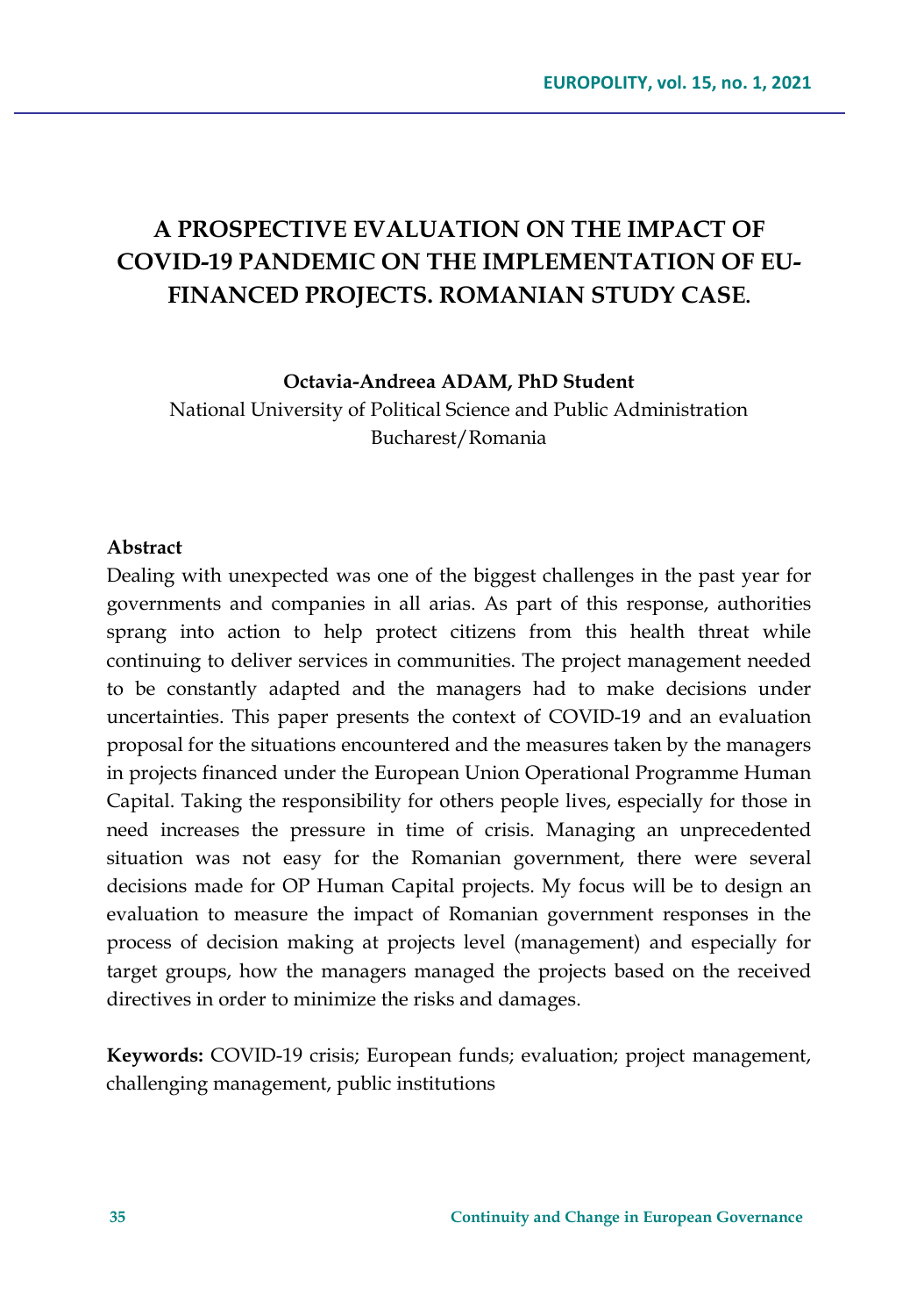# A PROSPECTIVE EVALUATION ON THE IMPACT OF COVID-19 PANDEMIC ON THE IMPLEMENTATION OF EU-FINANCED PROJECTS. ROMANIAN STUDY CASE.

**Octavia-Andreea ADAM, PhD Student**

National University of Political Science and Public Administration
Bucharest/Romania

**Abstract**

Dealing with unexpected was one of the biggest challenges in the past year for governments and companies in all arias. As part of this response, authorities sprang into action to help protect citizens from this health threat while continuing to deliver services in communities. The project management needed to be constantly adapted and the managers had to make decisions under uncertainties. This paper presents the context of COVID-19 and an evaluation proposal for the situations encountered and the measures taken by the managers in projects financed under the European Union Operational Programme Human Capital. Taking the responsibility for others people lives, especially for those in need increases the pressure in time of crisis. Managing an unprecedented situation was not easy for the Romanian government, there were several decisions made for OP Human Capital projects. My focus will be to design an evaluation to measure the impact of Romanian government responses in the process of decision making at projects level (management) and especially for target groups, how the managers managed the projects based on the received directives in order to minimize the risks and damages.

**Keywords:** COVID-19 crisis; European funds; evaluation; project management, challenging management, public institutions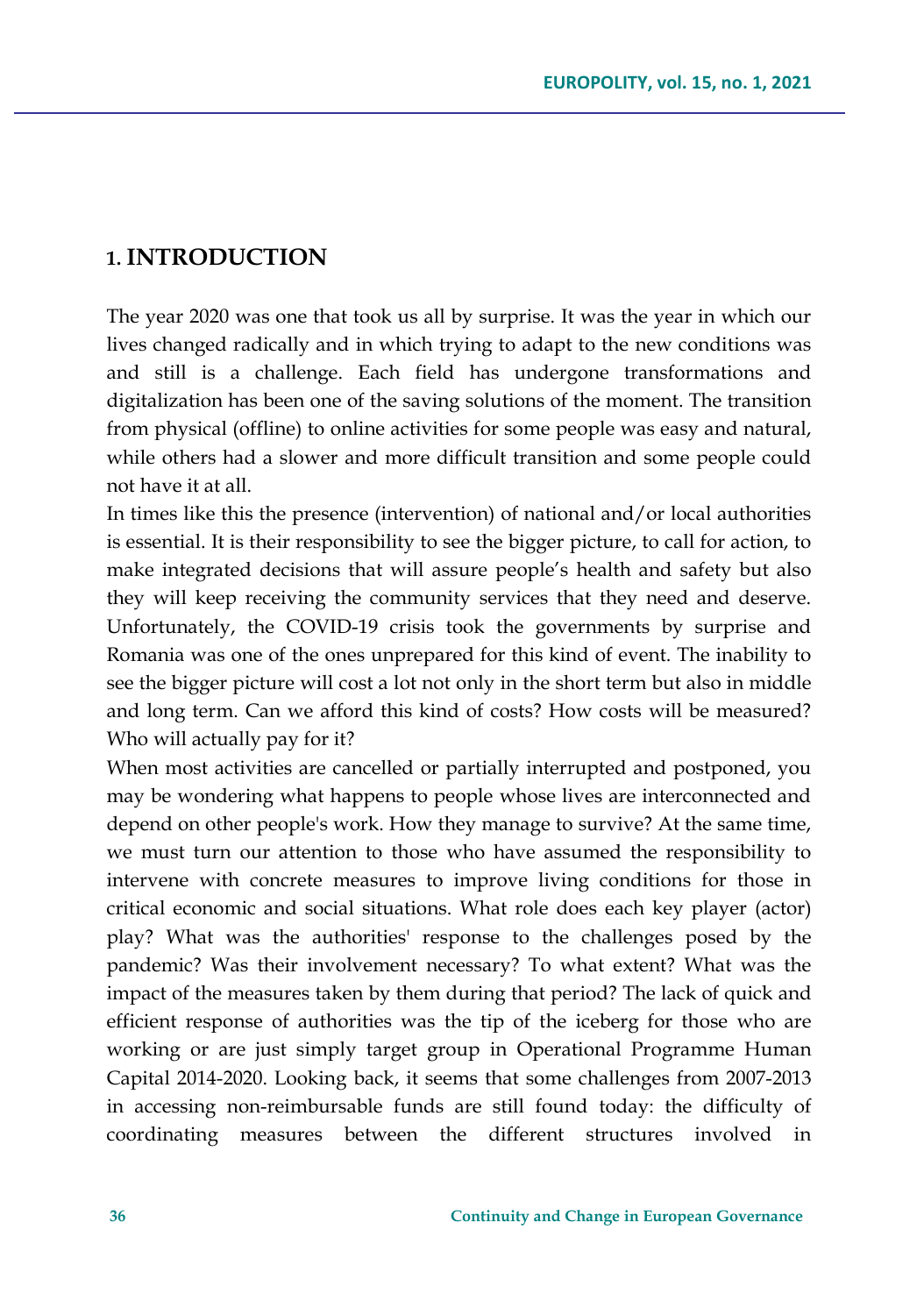## 1. INTRODUCTION

The year 2020 was one that took us all by surprise. It was the year in which our lives changed radically and in which trying to adapt to the new conditions was and still is a challenge. Each field has undergone transformations and digitalization has been one of the saving solutions of the moment. The transition from physical (offline) to online activities for some people was easy and natural, while others had a slower and more difficult transition and some people could not have it at all.

In times like this the presence (intervention) of national and/or local authorities is essential. It is their responsibility to see the bigger picture, to call for action, to make integrated decisions that will assure people's health and safety but also they will keep receiving the community services that they need and deserve. Unfortunately, the COVID-19 crisis took the governments by surprise and Romania was one of the ones unprepared for this kind of event. The inability to see the bigger picture will cost a lot not only in the short term but also in middle and long term. Can we afford this kind of costs? How costs will be measured? Who will actually pay for it?

When most activities are cancelled or partially interrupted and postponed, you may be wondering what happens to people whose lives are interconnected and depend on other people's work. How they manage to survive? At the same time, we must turn our attention to those who have assumed the responsibility to intervene with concrete measures to improve living conditions for those in critical economic and social situations. What role does each key player (actor) play? What was the authorities' response to the challenges posed by the pandemic? Was their involvement necessary? To what extent? What was the impact of the measures taken by them during that period? The lack of quick and efficient response of authorities was the tip of the iceberg for those who are working or are just simply target group in Operational Programme Human Capital 2014-2020. Looking back, it seems that some challenges from 2007-2013 in accessing non-reimbursable funds are still found today: the difficulty of coordinating measures between the different structures involved in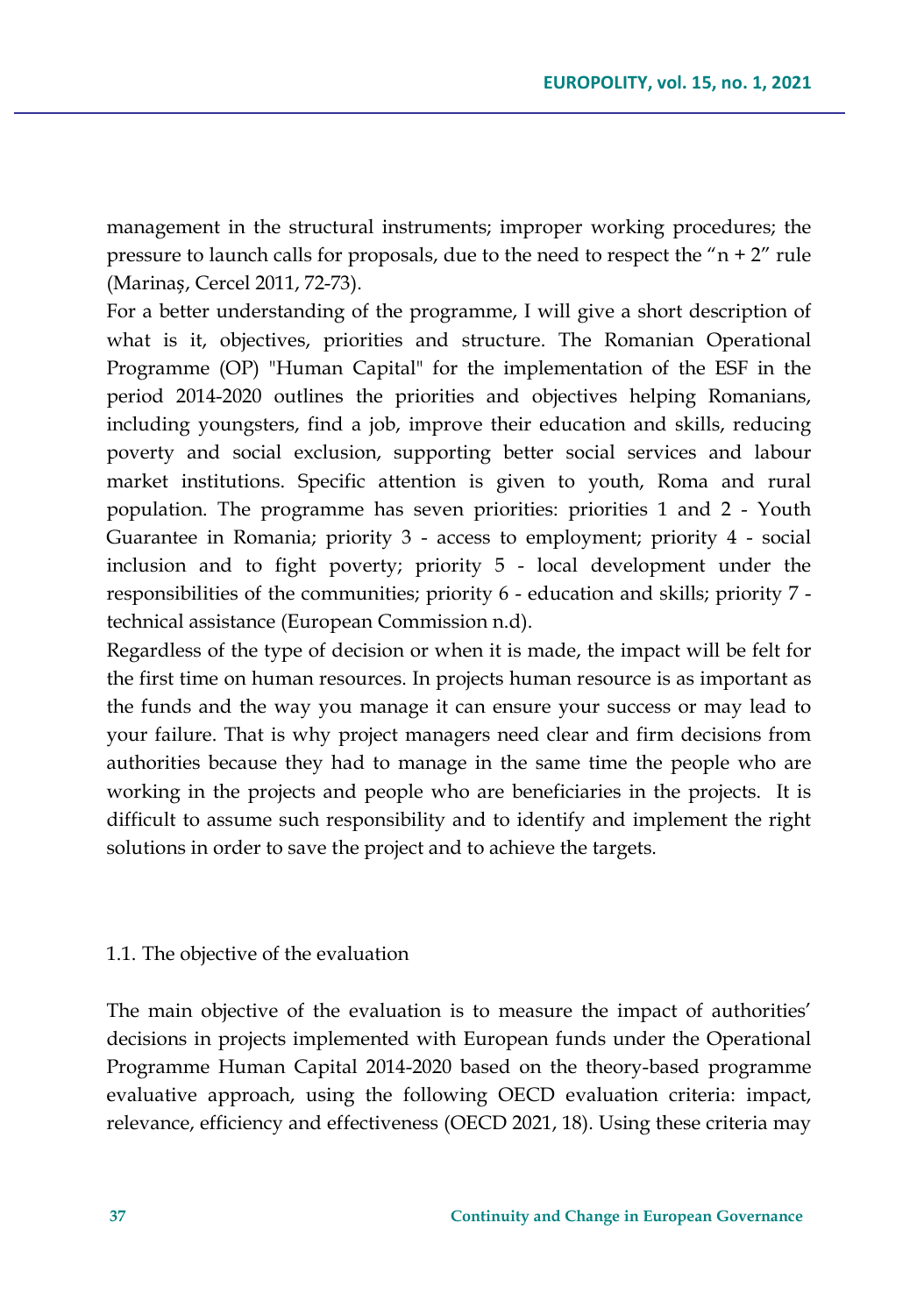management in the structural instruments; improper working procedures; the pressure to launch calls for proposals, due to the need to respect the “n + 2” rule (Marinaș, Cercel 2011, 72-73).

For a better understanding of the programme, I will give a short description of what is it, objectives, priorities and structure. The Romanian Operational Programme (OP) "Human Capital" for the implementation of the ESF in the period 2014-2020 outlines the priorities and objectives helping Romanians, including youngsters, find a job, improve their education and skills, reducing poverty and social exclusion, supporting better social services and labour market institutions. Specific attention is given to youth, Roma and rural population. The programme has seven priorities: priorities 1 and 2 - Youth Guarantee in Romania; priority 3 - access to employment; priority 4 - social inclusion and to fight poverty; priority 5 - local development under the responsibilities of the communities; priority 6 - education and skills; priority 7 - technical assistance (European Commission n.d).

Regardless of the type of decision or when it is made, the impact will be felt for the first time on human resources. In projects human resource is as important as the funds and the way you manage it can ensure your success or may lead to your failure. That is why project managers need clear and firm decisions from authorities because they had to manage in the same time the people who are working in the projects and people who are beneficiaries in the projects. It is difficult to assume such responsibility and to identify and implement the right solutions in order to save the project and to achieve the targets.

### 1.1. The objective of the evaluation

The main objective of the evaluation is to measure the impact of authorities' decisions in projects implemented with European funds under the Operational Programme Human Capital 2014-2020 based on the theory-based programme evaluative approach, using the following OECD evaluation criteria: impact, relevance, efficiency and effectiveness (OECD 2021, 18). Using these criteria may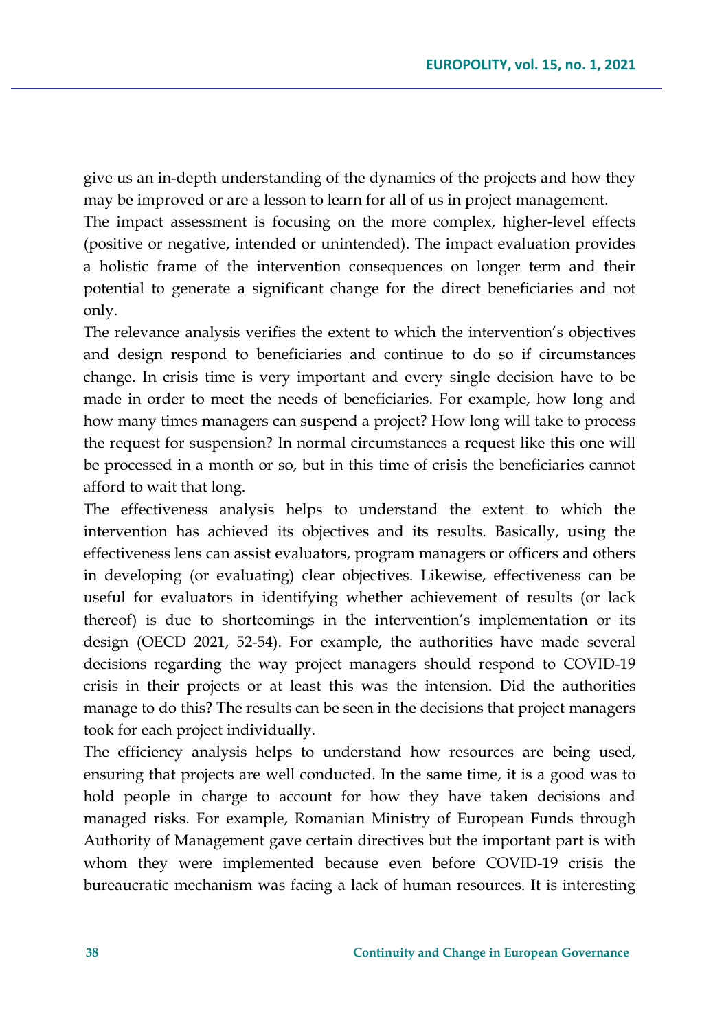give us an in-depth understanding of the dynamics of the projects and how they may be improved or are a lesson to learn for all of us in project management.

The impact assessment is focusing on the more complex, higher-level effects (positive or negative, intended or unintended). The impact evaluation provides a holistic frame of the intervention consequences on longer term and their potential to generate a significant change for the direct beneficiaries and not only.

The relevance analysis verifies the extent to which the intervention's objectives and design respond to beneficiaries and continue to do so if circumstances change. In crisis time is very important and every single decision have to be made in order to meet the needs of beneficiaries. For example, how long and how many times managers can suspend a project? How long will take to process the request for suspension? In normal circumstances a request like this one will be processed in a month or so, but in this time of crisis the beneficiaries cannot afford to wait that long.

The effectiveness analysis helps to understand the extent to which the intervention has achieved its objectives and its results. Basically, using the effectiveness lens can assist evaluators, program managers or officers and others in developing (or evaluating) clear objectives. Likewise, effectiveness can be useful for evaluators in identifying whether achievement of results (or lack thereof) is due to shortcomings in the intervention's implementation or its design (OECD 2021, 52-54). For example, the authorities have made several decisions regarding the way project managers should respond to COVID-19 crisis in their projects or at least this was the intension. Did the authorities manage to do this? The results can be seen in the decisions that project managers took for each project individually.

The efficiency analysis helps to understand how resources are being used, ensuring that projects are well conducted. In the same time, it is a good was to hold people in charge to account for how they have taken decisions and managed risks. For example, Romanian Ministry of European Funds through Authority of Management gave certain directives but the important part is with whom they were implemented because even before COVID-19 crisis the bureaucratic mechanism was facing a lack of human resources. It is interesting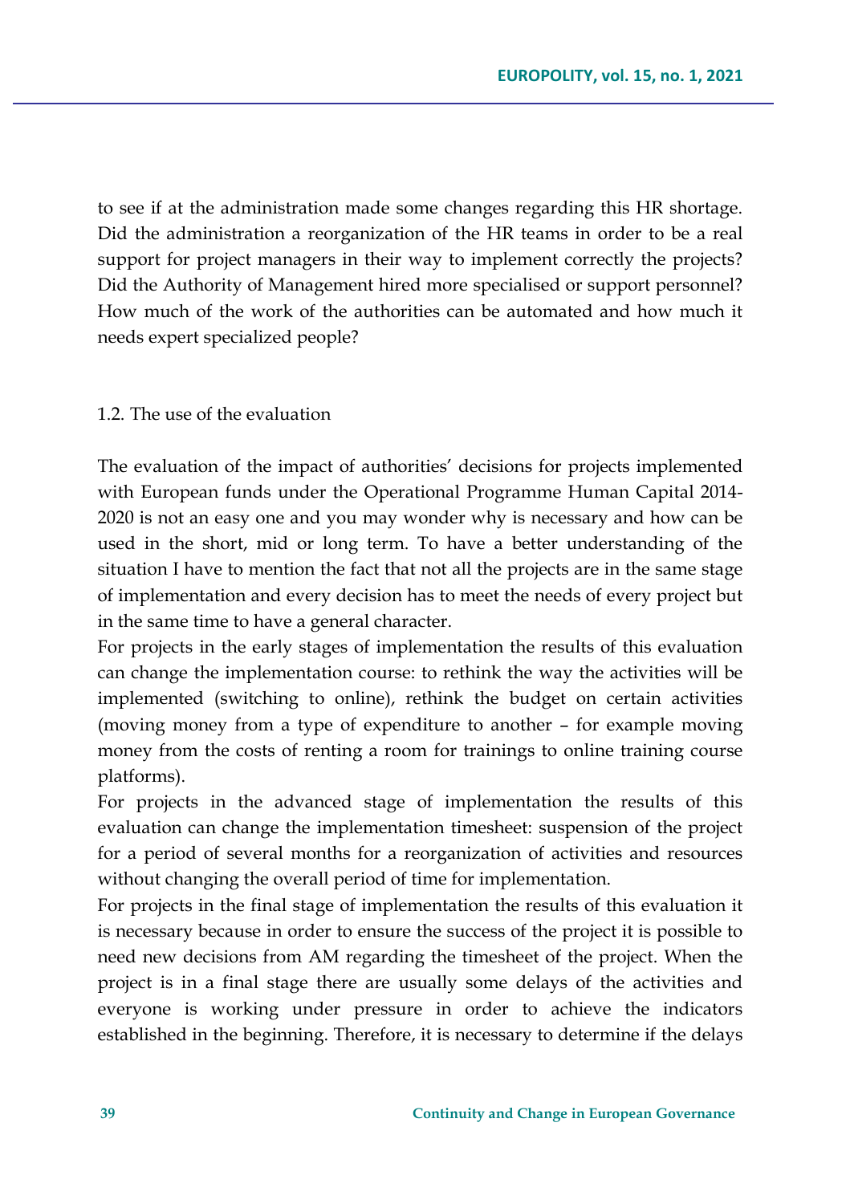to see if at the administration made some changes regarding this HR shortage. Did the administration a reorganization of the HR teams in order to be a real support for project managers in their way to implement correctly the projects? Did the Authority of Management hired more specialised or support personnel? How much of the work of the authorities can be automated and how much it needs expert specialized people?

### 1.2. The use of the evaluation

The evaluation of the impact of authorities' decisions for projects implemented with European funds under the Operational Programme Human Capital 2014-2020 is not an easy one and you may wonder why is necessary and how can be used in the short, mid or long term. To have a better understanding of the situation I have to mention the fact that not all the projects are in the same stage of implementation and every decision has to meet the needs of every project but in the same time to have a general character.

For projects in the early stages of implementation the results of this evaluation can change the implementation course: to rethink the way the activities will be implemented (switching to online), rethink the budget on certain activities (moving money from a type of expenditure to another – for example moving money from the costs of renting a room for trainings to online training course platforms).

For projects in the advanced stage of implementation the results of this evaluation can change the implementation timesheet: suspension of the project for a period of several months for a reorganization of activities and resources without changing the overall period of time for implementation.

For projects in the final stage of implementation the results of this evaluation it is necessary because in order to ensure the success of the project it is possible to need new decisions from AM regarding the timesheet of the project. When the project is in a final stage there are usually some delays of the activities and everyone is working under pressure in order to achieve the indicators established in the beginning. Therefore, it is necessary to determine if the delays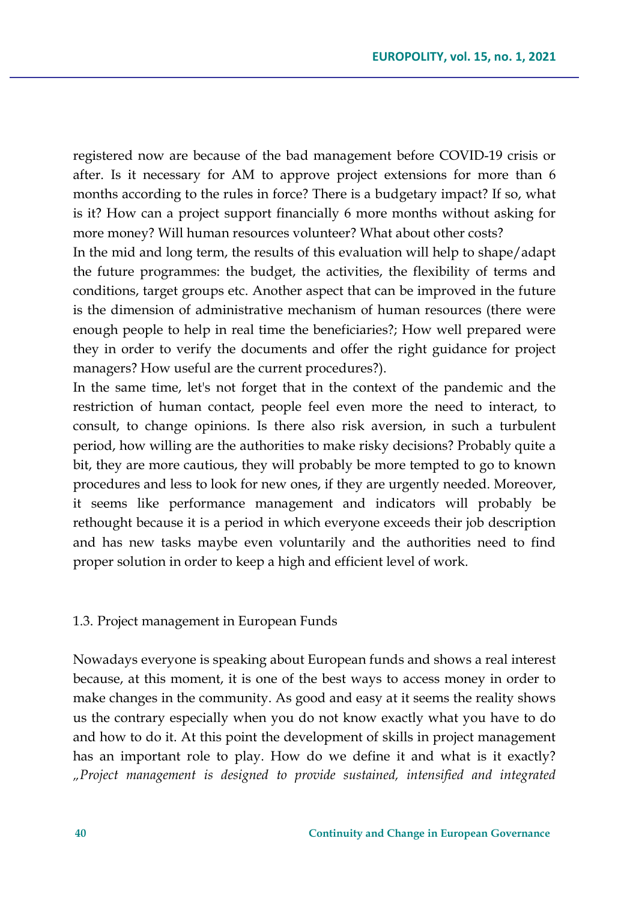registered now are because of the bad management before COVID-19 crisis or after. Is it necessary for AM to approve project extensions for more than 6 months according to the rules in force? There is a budgetary impact? If so, what is it? How can a project support financially 6 more months without asking for more money? Will human resources volunteer? What about other costs?

In the mid and long term, the results of this evaluation will help to shape/adapt the future programmes: the budget, the activities, the flexibility of terms and conditions, target groups etc. Another aspect that can be improved in the future is the dimension of administrative mechanism of human resources (there were enough people to help in real time the beneficiaries?; How well prepared were they in order to verify the documents and offer the right guidance for project managers? How useful are the current procedures?).

In the same time, let's not forget that in the context of the pandemic and the restriction of human contact, people feel even more the need to interact, to consult, to change opinions. Is there also risk aversion, in such a turbulent period, how willing are the authorities to make risky decisions? Probably quite a bit, they are more cautious, they will probably be more tempted to go to known procedures and less to look for new ones, if they are urgently needed. Moreover, it seems like performance management and indicators will probably be rethought because it is a period in which everyone exceeds their job description and has new tasks maybe even voluntarily and the authorities need to find proper solution in order to keep a high and efficient level of work.

### 1.3. Project management in European Funds

Nowadays everyone is speaking about European funds and shows a real interest because, at this moment, it is one of the best ways to access money in order to make changes in the community. As good and easy at it seems the reality shows us the contrary especially when you do not know exactly what you have to do and how to do it. At this point the development of skills in project management has an important role to play. How do we define it and what is it exactly? *„Project management is designed to provide sustained, intensified and integrated*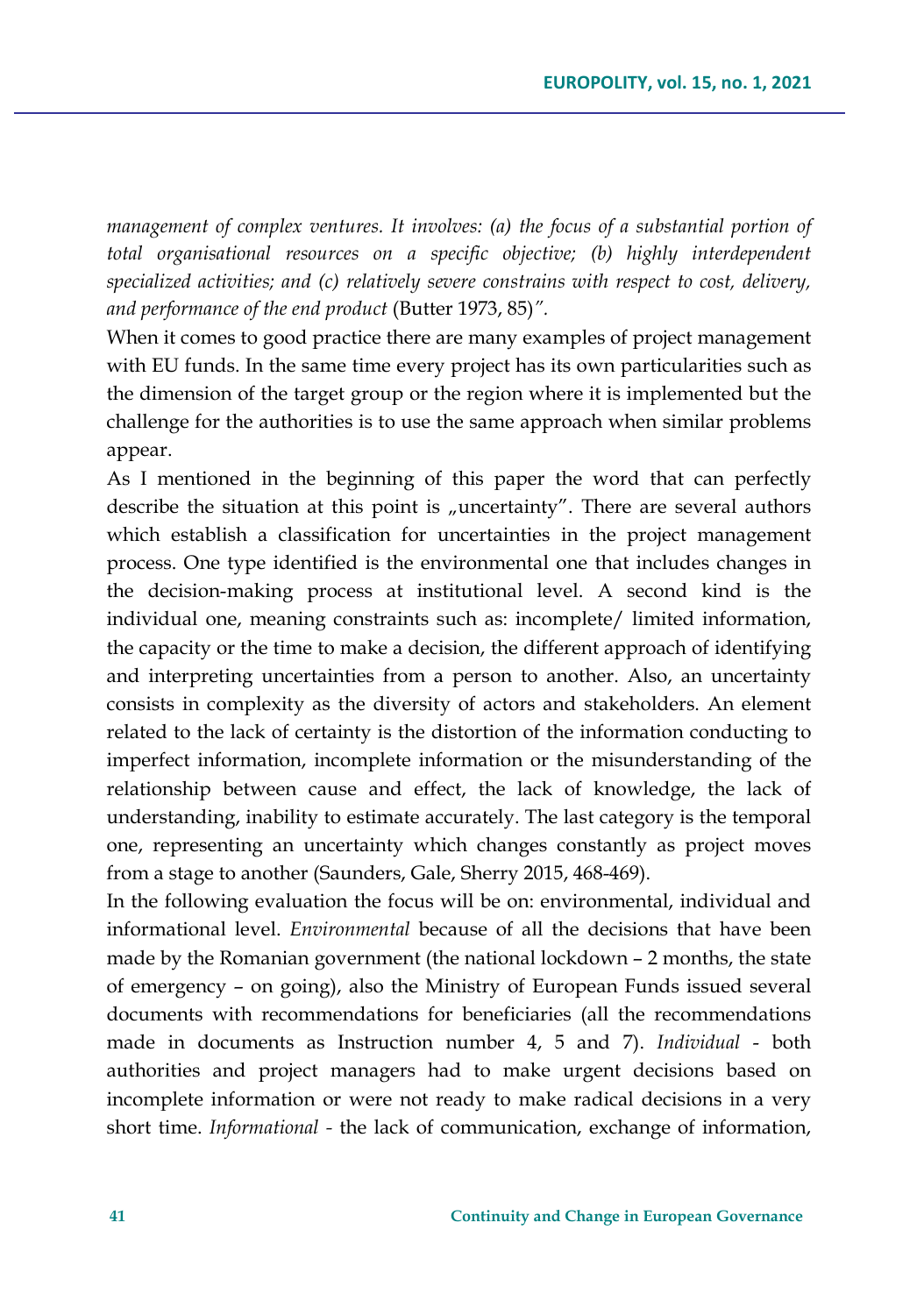*management of complex ventures. It involves: (a) the focus of a substantial portion of total organisational resources on a specific objective; (b) highly interdependent specialized activities; and (c) relatively severe constrains with respect to cost, delivery, and performance of the end product* (Butter 1973, 85)*".*

When it comes to good practice there are many examples of project management with EU funds. In the same time every project has its own particularities such as the dimension of the target group or the region where it is implemented but the challenge for the authorities is to use the same approach when similar problems appear.

As I mentioned in the beginning of this paper the word that can perfectly describe the situation at this point is „uncertainty". There are several authors which establish a classification for uncertainties in the project management process. One type identified is the environmental one that includes changes in the decision-making process at institutional level. A second kind is the individual one, meaning constraints such as: incomplete/ limited information, the capacity or the time to make a decision, the different approach of identifying and interpreting uncertainties from a person to another. Also, an uncertainty consists in complexity as the diversity of actors and stakeholders. An element related to the lack of certainty is the distortion of the information conducting to imperfect information, incomplete information or the misunderstanding of the relationship between cause and effect, the lack of knowledge, the lack of understanding, inability to estimate accurately. The last category is the temporal one, representing an uncertainty which changes constantly as project moves from a stage to another (Saunders, Gale, Sherry 2015, 468-469).

In the following evaluation the focus will be on: environmental, individual and informational level. *Environmental* because of all the decisions that have been made by the Romanian government (the national lockdown – 2 months, the state of emergency – on going), also the Ministry of European Funds issued several documents with recommendations for beneficiaries (all the recommendations made in documents as Instruction number 4, 5 and 7). *Individual* - both authorities and project managers had to make urgent decisions based on incomplete information or were not ready to make radical decisions in a very short time. *Informational* - the lack of communication, exchange of information,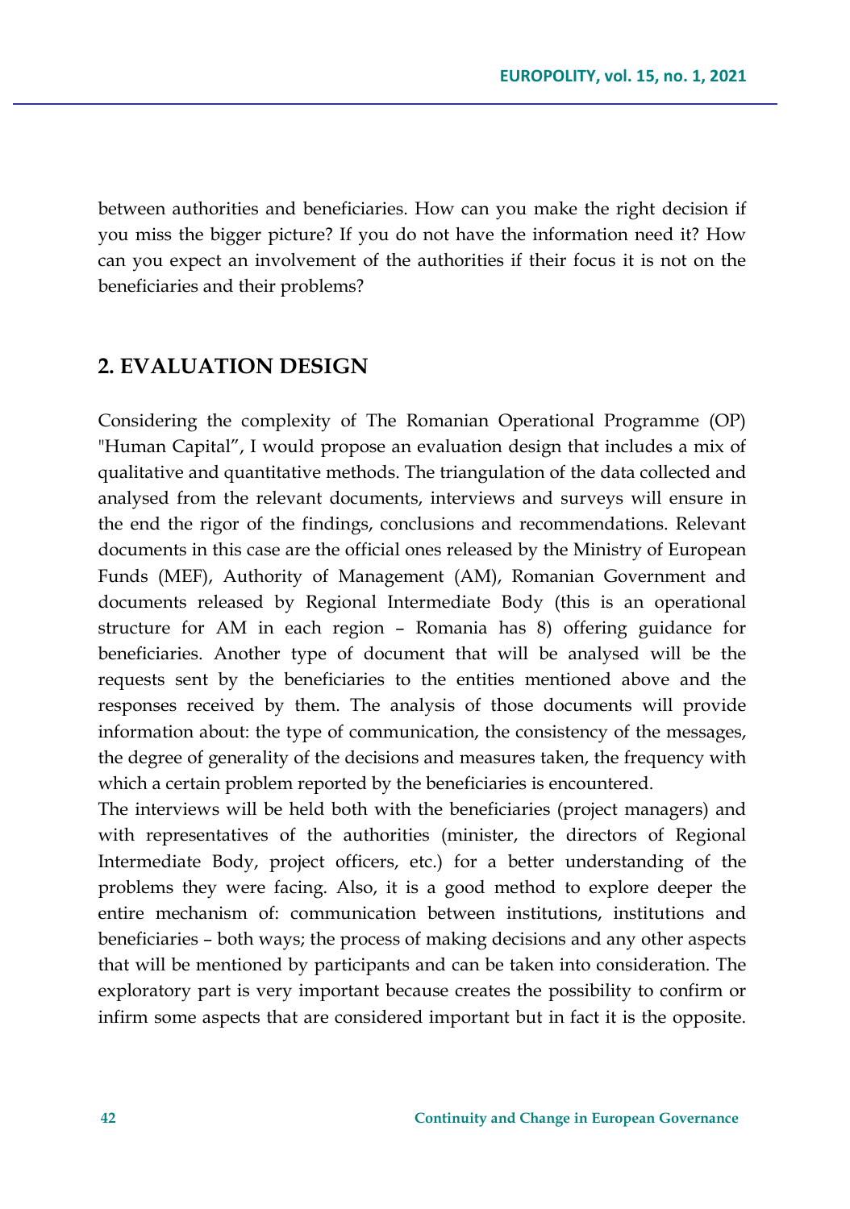between authorities and beneficiaries. How can you make the right decision if you miss the bigger picture? If you do not have the information need it? How can you expect an involvement of the authorities if their focus it is not on the beneficiaries and their problems?

## 2. EVALUATION DESIGN

Considering the complexity of The Romanian Operational Programme (OP) "Human Capital", I would propose an evaluation design that includes a mix of qualitative and quantitative methods. The triangulation of the data collected and analysed from the relevant documents, interviews and surveys will ensure in the end the rigor of the findings, conclusions and recommendations. Relevant documents in this case are the official ones released by the Ministry of European Funds (MEF), Authority of Management (AM), Romanian Government and documents released by Regional Intermediate Body (this is an operational structure for AM in each region – Romania has 8) offering guidance for beneficiaries. Another type of document that will be analysed will be the requests sent by the beneficiaries to the entities mentioned above and the responses received by them. The analysis of those documents will provide information about: the type of communication, the consistency of the messages, the degree of generality of the decisions and measures taken, the frequency with which a certain problem reported by the beneficiaries is encountered.

The interviews will be held both with the beneficiaries (project managers) and with representatives of the authorities (minister, the directors of Regional Intermediate Body, project officers, etc.) for a better understanding of the problems they were facing. Also, it is a good method to explore deeper the entire mechanism of: communication between institutions, institutions and beneficiaries – both ways; the process of making decisions and any other aspects that will be mentioned by participants and can be taken into consideration. The exploratory part is very important because creates the possibility to confirm or infirm some aspects that are considered important but in fact it is the opposite.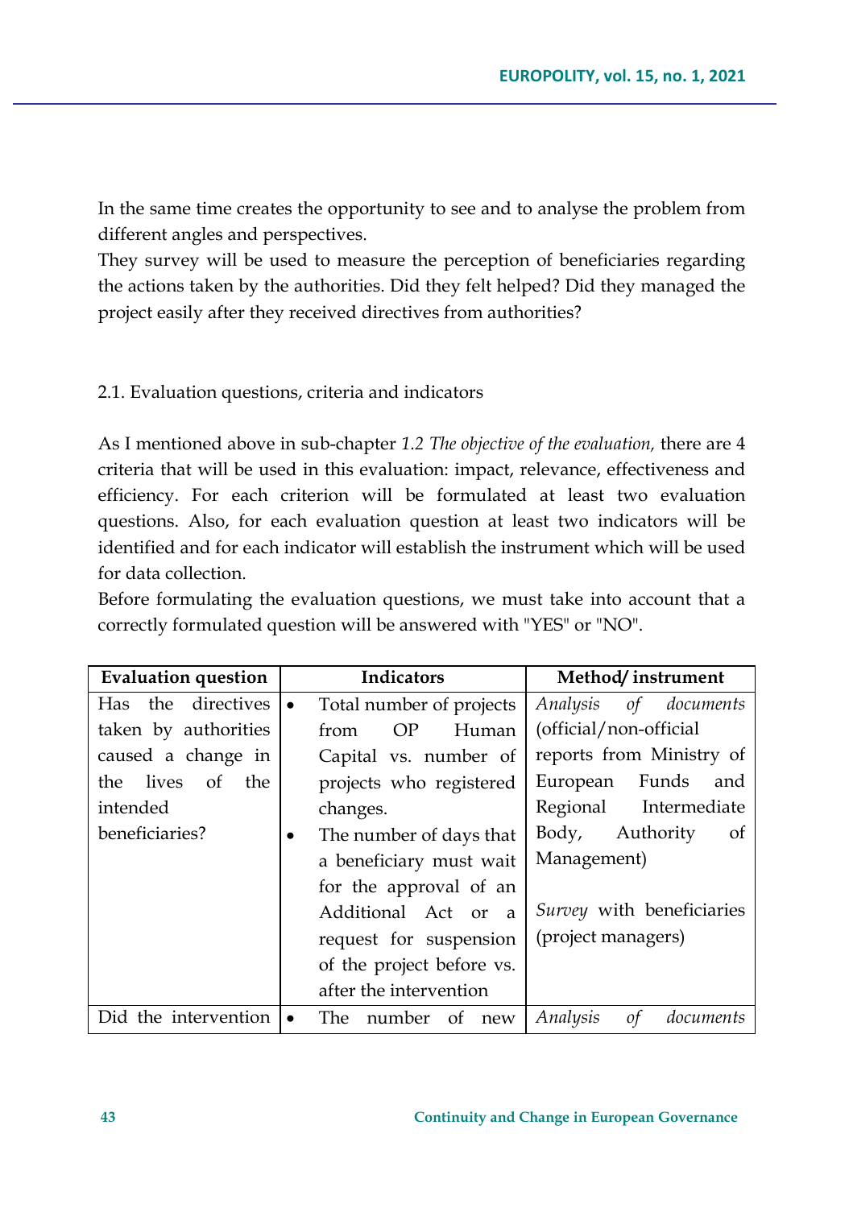In the same time creates the opportunity to see and to analyse the problem from different angles and perspectives.

They survey will be used to measure the perception of beneficiaries regarding the actions taken by the authorities. Did they felt helped? Did they managed the project easily after they received directives from authorities?

## 2.1. Evaluation questions, criteria and indicators

As I mentioned above in sub-chapter *1.2 The objective of the evaluation,* there are 4 criteria that will be used in this evaluation: impact, relevance, effectiveness and efficiency. For each criterion will be formulated at least two evaluation questions. Also, for each evaluation question at least two indicators will be identified and for each indicator will establish the instrument which will be used for data collection.

Before formulating the evaluation questions, we must take into account that a correctly formulated question will be answered with "YES" or "NO".

| Evaluation question | Indicators | Method/ instrument |
|---|---|---|
| Has the directives taken by authorities caused a change in the lives of the intended beneficiaries? | • Total number of projects from OP Human Capital vs. number of projects who registered changes.<br>• The number of days that a beneficiary must wait for the approval of an Additional Act or a request for suspension of the project before vs. after the intervention | *Analysis of documents* (official/non-official reports from Ministry of European Funds and Regional Intermediate Body, Authority of Management)<br><br>*Survey* with beneficiaries (project managers) |
| Did the intervention | • The number of new | *Analysis of documents* |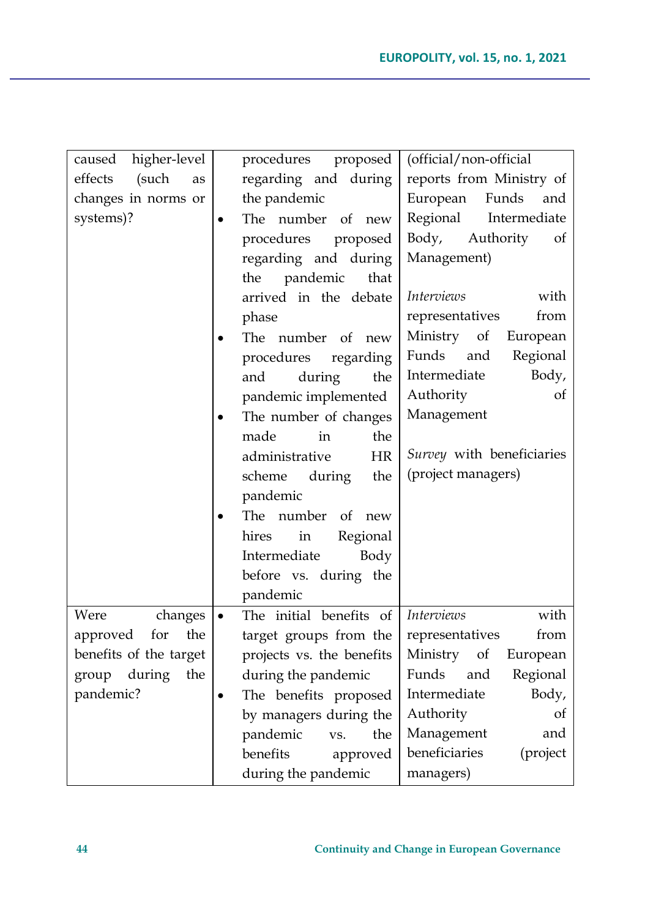| | | |
|---|---|---|
| caused higher-level effects (such as changes in norms or systems)? | procedures proposed regarding and during the pandemic<br>• The number of new procedures proposed regarding and during the pandemic that arrived in the debate phase<br>• The number of new procedures regarding and during the pandemic implemented<br>• The number of changes made in the administrative HR scheme during the pandemic<br>• The number of new hires in Regional Intermediate Body before vs. during the pandemic | (official/non-official reports from Ministry of European Funds and Regional Intermediate Body, Authority of Management)<br><br>*Interviews* with representatives from Ministry of European Funds and Regional Intermediate Body, Authority of Management<br><br>*Survey* with beneficiaries (project managers) |
| Were changes approved for the benefits of the target group during the pandemic? | • The initial benefits of target groups from the projects vs. the benefits during the pandemic<br>• The benefits proposed by managers during the pandemic vs. the benefits approved during the pandemic | *Interviews* with representatives from Ministry of European Funds and Regional Intermediate Body, Authority of Management and beneficiaries (project managers) |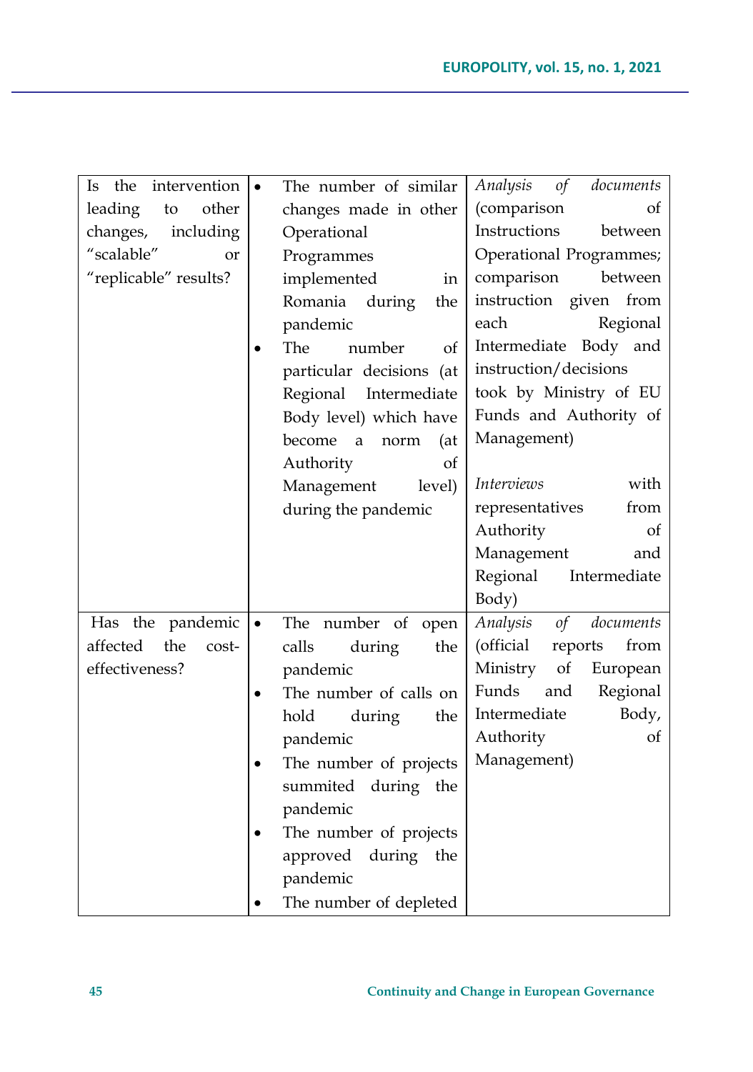| | | |
|---|---|---|
| Is the intervention leading to other changes, including "scalable" or "replicable" results? | • The number of similar changes made in other Operational Programmes implemented in Romania during the pandemic<br>• The number of particular decisions (at Regional Intermediate Body level) which have become a norm (at Authority of Management level) during the pandemic | *Analysis of documents* (comparison of Instructions between Operational Programmes; comparison between instruction given from each Regional Intermediate Body and instruction/decisions took by Ministry of EU Funds and Authority of Management)<br><br>*Interviews* with representatives from Authority of Management and Regional Intermediate Body) |
| Has the pandemic affected the cost-effectiveness? | • The number of open calls during the pandemic<br>• The number of calls on hold during the pandemic<br>• The number of projects summited during the pandemic<br>• The number of projects approved during the pandemic<br>• The number of depleted | *Analysis of documents* (official reports from Ministry of European Funds and Regional Intermediate Body, Authority of Management) |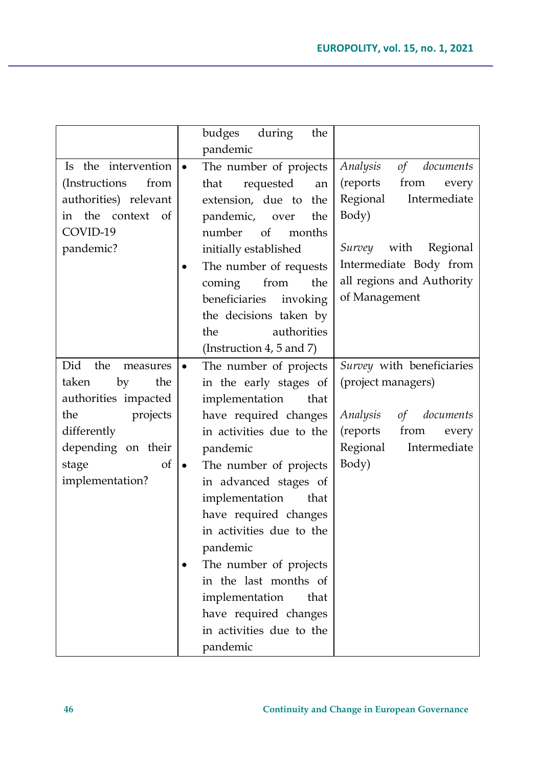| | | |
|---|---|---|
| | budges during the pandemic | |
| Is the intervention (Instructions from authorities) relevant in the context of COVID-19 pandemic? | • The number of projects that requested an extension, due to the pandemic, over the number of months initially established<br>• The number of requests coming from the beneficiaries invoking the decisions taken by the authorities (Instruction 4, 5 and 7) | *Analysis of documents* (reports from every Regional Intermediate Body)<br><br>*Survey* with Regional Intermediate Body from all regions and Authority of Management |
| Did the measures taken by the authorities impacted the projects differently depending on their stage of implementation? | • The number of projects in the early stages of implementation that have required changes in activities due to the pandemic<br>• The number of projects in advanced stages of implementation that have required changes in activities due to the pandemic<br>• The number of projects in the last months of implementation that have required changes in activities due to the pandemic | *Survey* with beneficiaries (project managers)<br><br>*Analysis of documents* (reports from every Regional Intermediate Body) |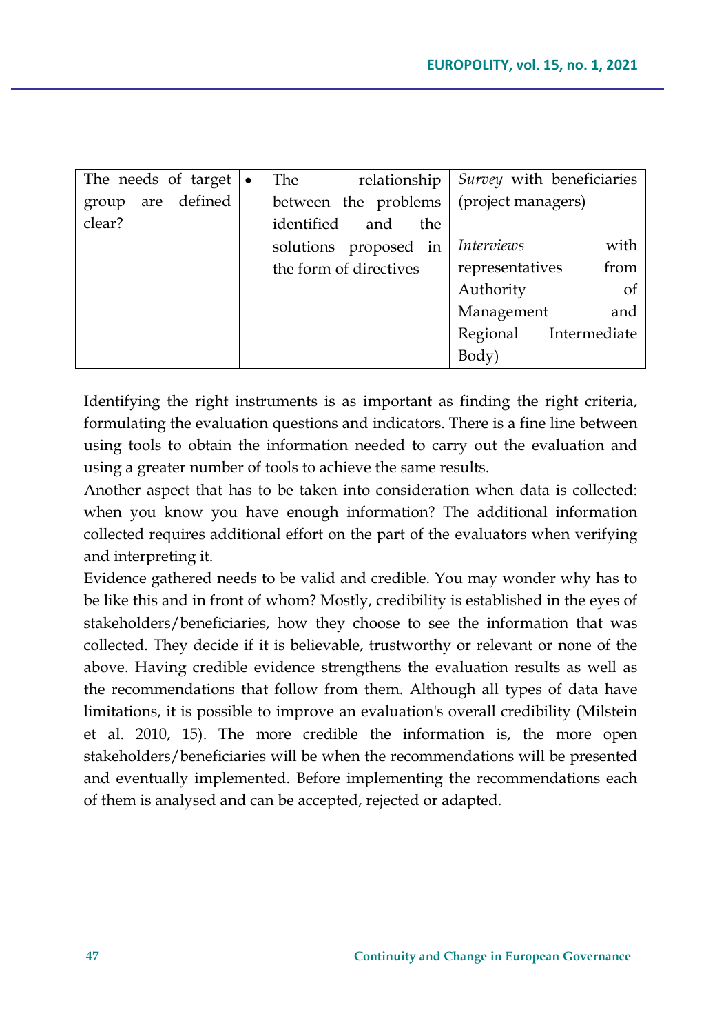| | | |
|---|---|---|
| The needs of target group are defined clear? | • The relationship between the problems identified and the solutions proposed in the form of directives | *Survey* with beneficiaries (project managers)<br><br>*Interviews* with representatives from Authority of Management and Regional Intermediate Body) |

Identifying the right instruments is as important as finding the right criteria, formulating the evaluation questions and indicators. There is a fine line between using tools to obtain the information needed to carry out the evaluation and using a greater number of tools to achieve the same results.

Another aspect that has to be taken into consideration when data is collected: when you know you have enough information? The additional information collected requires additional effort on the part of the evaluators when verifying and interpreting it.

Evidence gathered needs to be valid and credible. You may wonder why has to be like this and in front of whom? Mostly, credibility is established in the eyes of stakeholders/beneficiaries, how they choose to see the information that was collected. They decide if it is believable, trustworthy or relevant or none of the above. Having credible evidence strengthens the evaluation results as well as the recommendations that follow from them. Although all types of data have limitations, it is possible to improve an evaluation's overall credibility (Milstein et al. 2010, 15). The more credible the information is, the more open stakeholders/beneficiaries will be when the recommendations will be presented and eventually implemented. Before implementing the recommendations each of them is analysed and can be accepted, rejected or adapted.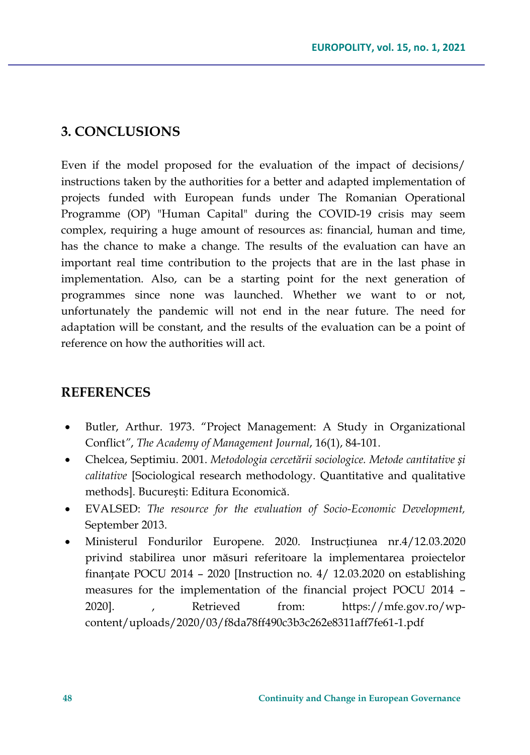## 3. CONCLUSIONS

Even if the model proposed for the evaluation of the impact of decisions/ instructions taken by the authorities for a better and adapted implementation of projects funded with European funds under The Romanian Operational Programme (OP) "Human Capital" during the COVID-19 crisis may seem complex, requiring a huge amount of resources as: financial, human and time, has the chance to make a change. The results of the evaluation can have an important real time contribution to the projects that are in the last phase in implementation. Also, can be a starting point for the next generation of programmes since none was launched. Whether we want to or not, unfortunately the pandemic will not end in the near future. The need for adaptation will be constant, and the results of the evaluation can be a point of reference on how the authorities will act.

## REFERENCES

- Butler, Arthur. 1973. "Project Management: A Study in Organizational Conflict", *The Academy of Management Journal*, 16(1), 84-101.
- Chelcea, Septimiu. 2001. *Metodologia cercetării sociologice. Metode cantitative și calitative* [Sociological research methodology. Quantitative and qualitative methods]. București: Editura Economică.
- EVALSED: *The resource for the evaluation of Socio-Economic Development,* September 2013.
- Ministerul Fondurilor Europene. 2020. Instrucțiunea nr.4/12.03.2020 privind stabilirea unor măsuri referitoare la implementarea proiectelor finanțate POCU 2014 – 2020 [Instruction no. 4/ 12.03.2020 on establishing measures for the implementation of the financial project POCU 2014 – 2020]. , Retrieved from: https://mfe.gov.ro/wp-content/uploads/2020/03/f8da78ff490c3b3c262e8311aff7fe61-1.pdf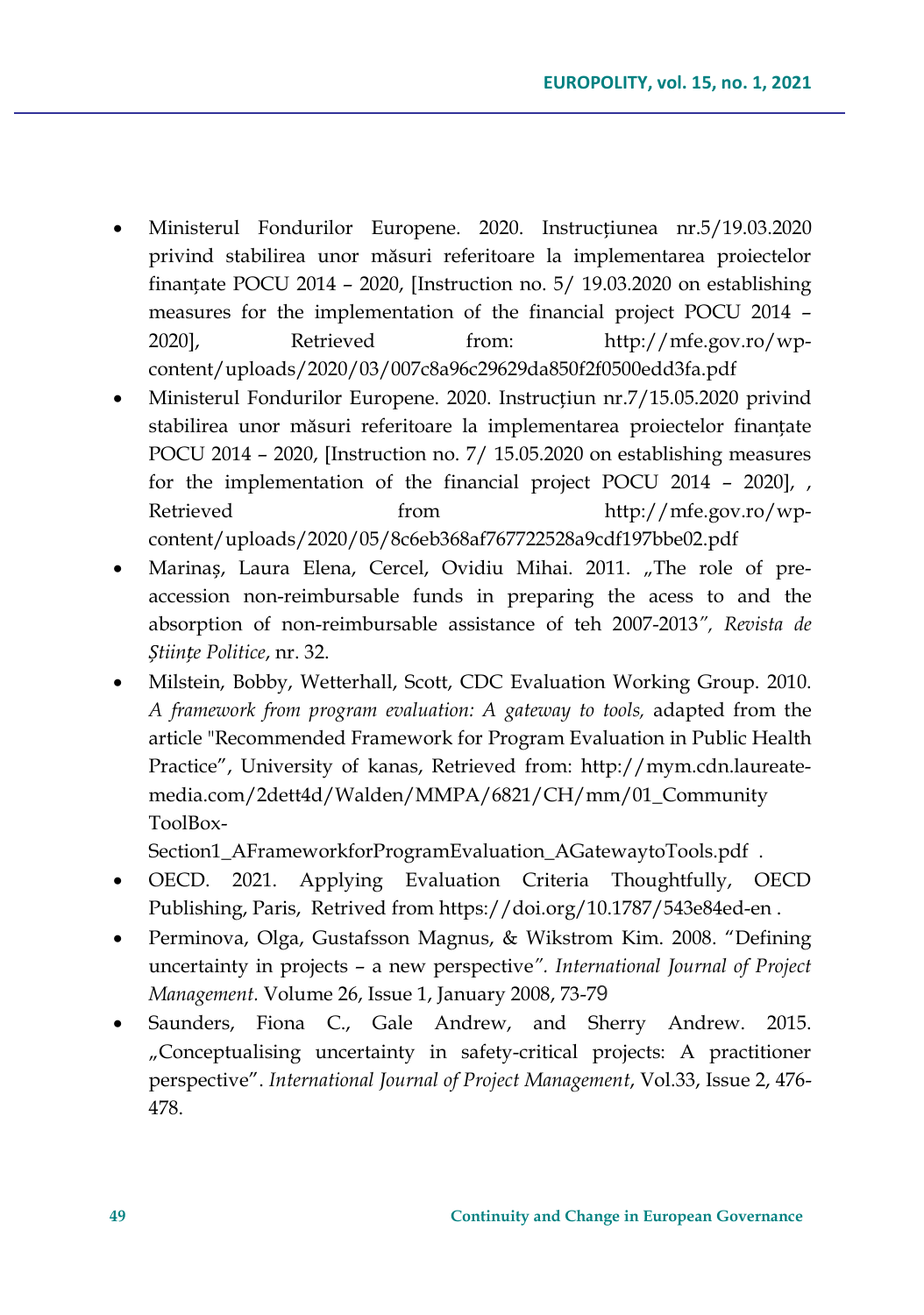- Ministerul Fondurilor Europene. 2020. Instrucțiunea nr.5/19.03.2020 privind stabilirea unor măsuri referitoare la implementarea proiectelor finanțate POCU 2014 – 2020, [Instruction no. 5/ 19.03.2020 on establishing measures for the implementation of the financial project POCU 2014 – 2020], Retrieved from: http://mfe.gov.ro/wp-content/uploads/2020/03/007c8a96c29629da850f2f0500edd3fa.pdf
- Ministerul Fondurilor Europene. 2020. Instrucțiun nr.7/15.05.2020 privind stabilirea unor măsuri referitoare la implementarea proiectelor finanțate POCU 2014 – 2020, [Instruction no. 7/ 15.05.2020 on establishing measures for the implementation of the financial project POCU 2014 – 2020], , Retrieved from http://mfe.gov.ro/wp-content/uploads/2020/05/8c6eb368af767722528a9cdf197bbe02.pdf
- Marinaș, Laura Elena, Cercel, Ovidiu Mihai. 2011. „The role of pre-accession non-reimbursable funds in preparing the acess to and the absorption of non-reimbursable assistance of teh 2007-2013", *Revista de Științe Politice*, nr. 32.
- Milstein, Bobby, Wetterhall, Scott, CDC Evaluation Working Group. 2010. *A framework from program evaluation: A gateway to tools,* adapted from the article "Recommended Framework for Program Evaluation in Public Health Practice", University of kanas, Retrieved from: http://mym.cdn.laureate-media.com/2dett4d/Walden/MMPA/6821/CH/mm/01_Community ToolBox-Section1_AFrameworkforProgramEvaluation_AGatewaytoTools.pdf .
- OECD. 2021. Applying Evaluation Criteria Thoughtfully, OECD Publishing, Paris, Retrived from https://doi.org/10.1787/543e84ed-en .
- Perminova, Olga, Gustafsson Magnus, & Wikstrom Kim. 2008. "Defining uncertainty in projects – a new perspective". *International Journal of Project Management.* Volume 26, Issue 1, January 2008, 73-79
- Saunders, Fiona C., Gale Andrew, and Sherry Andrew. 2015. „Conceptualising uncertainty in safety-critical projects: A practitioner perspective". *International Journal of Project Management*, Vol.33, Issue 2, 476-478.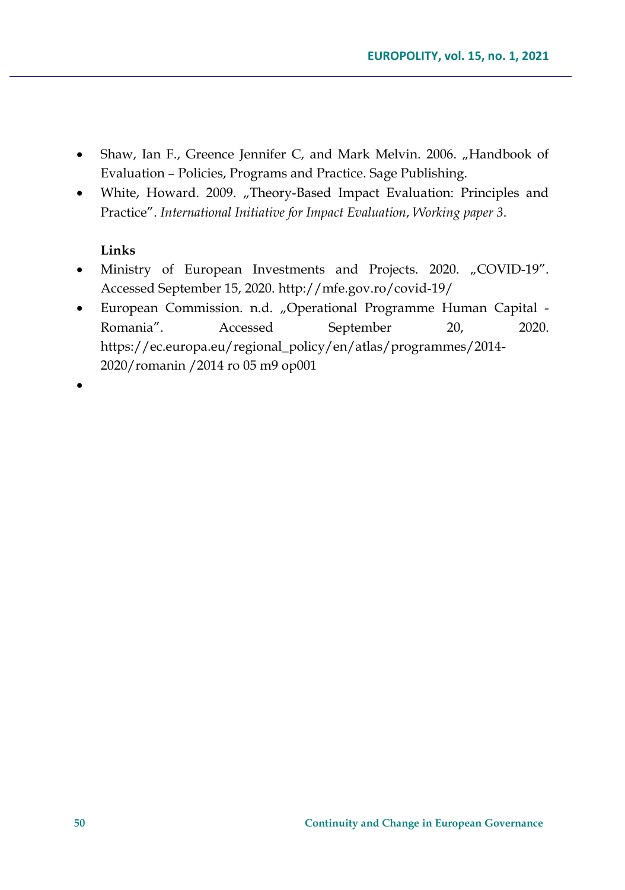- Shaw, Ian F., Greence Jennifer C, and Mark Melvin. 2006. „Handbook of Evaluation – Policies, Programs and Practice. Sage Publishing.
- White, Howard. 2009. „Theory-Based Impact Evaluation: Principles and Practice". *International Initiative for Impact Evaluation*, *Working paper 3*.

**Links**

- Ministry of European Investments and Projects. 2020. „COVID-19". Accessed September 15, 2020. http://mfe.gov.ro/covid-19/
- European Commission. n.d. „Operational Programme Human Capital - Romania". Accessed September 20, 2020. https://ec.europa.eu/regional_policy/en/atlas/programmes/2014-2020/romanin /2014 ro 05 m9 op001